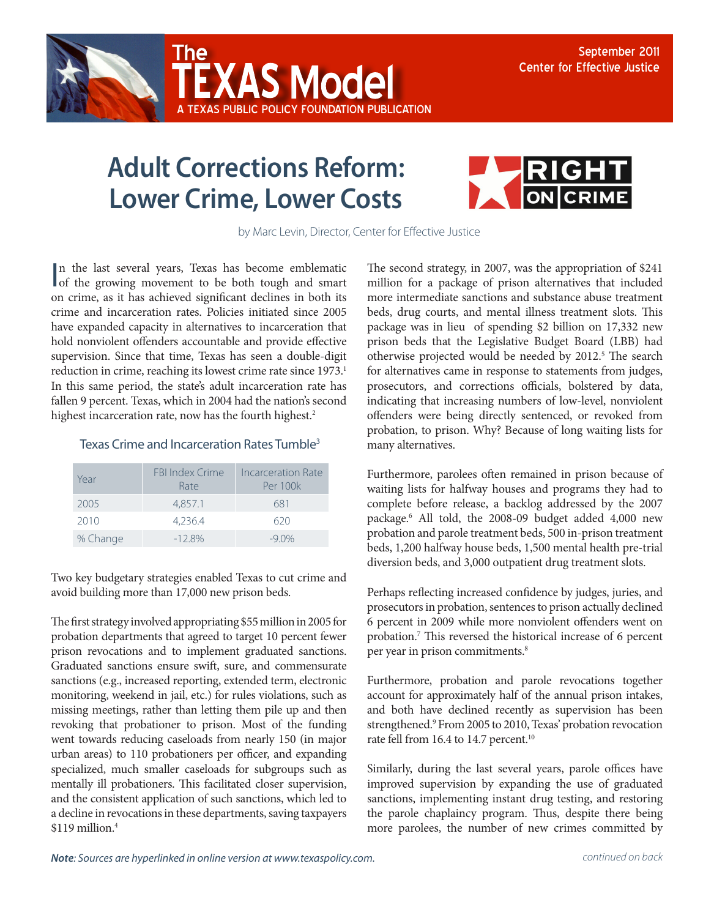The **TEXAS Model**

A TEXAS PUBLIC POLICY FOUNDATION PUBLICATION

September 2011
Center for Effective Justice

# Adult Corrections Reform: Lower Crime, Lower Costs

RIGHT ON CRIME

by Marc Levin, Director, Center for Effective Justice

In the last several years, Texas has become emblematic of the growing movement to be both tough and smart on crime, as it has achieved significant declines in both its crime and incarceration rates. Policies initiated since 2005 have expanded capacity in alternatives to incarceration that hold nonviolent offenders accountable and provide effective supervision. Since that time, Texas has seen a double-digit reduction in crime, reaching its lowest crime rate since 1973.[1] In this same period, the state's adult incarceration rate has fallen 9 percent. Texas, which in 2004 had the nation's second highest incarceration rate, now has the fourth highest.[2]

### Texas Crime and Incarceration Rates Tumble[3]

| Year | FBI Index Crime Rate | Incarceration Rate Per 100k |
|---|---|---|
| 2005 | 4,857.1 | 681 |
| 2010 | 4,236.4 | 620 |
| % Change | -12.8% | -9.0% |

Two key budgetary strategies enabled Texas to cut crime and avoid building more than 17,000 new prison beds.

The first strategy involved appropriating $55 million in 2005 for probation departments that agreed to target 10 percent fewer prison revocations and to implement graduated sanctions. Graduated sanctions ensure swift, sure, and commensurate sanctions (e.g., increased reporting, extended term, electronic monitoring, weekend in jail, etc.) for rules violations, such as missing meetings, rather than letting them pile up and then revoking that probationer to prison. Most of the funding went towards reducing caseloads from nearly 150 (in major urban areas) to 110 probationers per officer, and expanding specialized, much smaller caseloads for subgroups such as mentally ill probationers. This facilitated closer supervision, and the consistent application of such sanctions, which led to a decline in revocations in these departments, saving taxpayers $119 million.[4]

The second strategy, in 2007, was the appropriation of $241 million for a package of prison alternatives that included more intermediate sanctions and substance abuse treatment beds, drug courts, and mental illness treatment slots. This package was in lieu of spending $2 billion on 17,332 new prison beds that the Legislative Budget Board (LBB) had otherwise projected would be needed by 2012.[5] The search for alternatives came in response to statements from judges, prosecutors, and corrections officials, bolstered by data, indicating that increasing numbers of low-level, nonviolent offenders were being directly sentenced, or revoked from probation, to prison. Why? Because of long waiting lists for many alternatives.

Furthermore, parolees often remained in prison because of waiting lists for halfway houses and programs they had to complete before release, a backlog addressed by the 2007 package.[6] All told, the 2008-09 budget added 4,000 new probation and parole treatment beds, 500 in-prison treatment beds, 1,200 halfway house beds, 1,500 mental health pre-trial diversion beds, and 3,000 outpatient drug treatment slots.

Perhaps reflecting increased confidence by judges, juries, and prosecutors in probation, sentences to prison actually declined 6 percent in 2009 while more nonviolent offenders went on probation.[7] This reversed the historical increase of 6 percent per year in prison commitments.[8]

Furthermore, probation and parole revocations together account for approximately half of the annual prison intakes, and both have declined recently as supervision has been strengthened.[9] From 2005 to 2010, Texas' probation revocation rate fell from 16.4 to 14.7 percent.[10]

Similarly, during the last several years, parole offices have improved supervision by expanding the use of graduated sanctions, implementing instant drug testing, and restoring the parole chaplaincy program. Thus, despite there being more parolees, the number of new crimes committed by

***Note**: Sources are hyperlinked in online version at www.texaspolicy.com.*

*continued on back*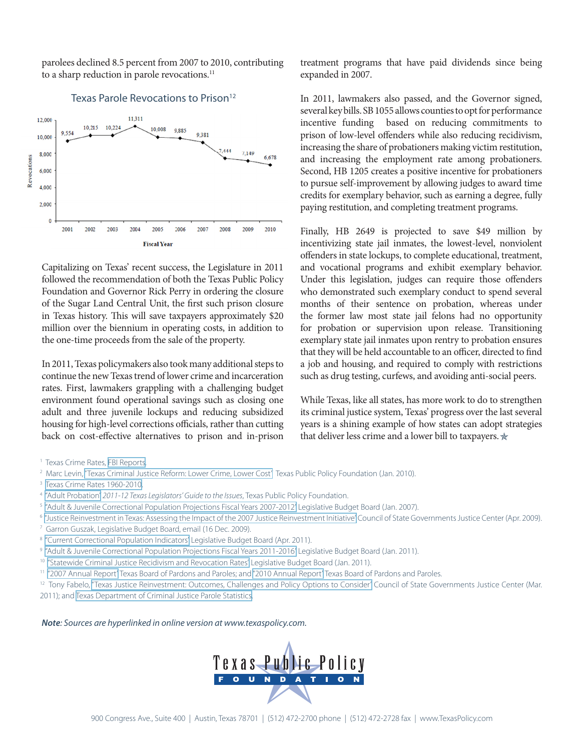parolees declined 8.5 percent from 2007 to 2010, contributing to a sharp reduction in parole revocations.[11]

Texas Parole Revocations to Prison[12]

12,000
10,000
8,000
6,000
4,000
2,000
0

Revocations

9,554
10,215
10,224
11,311
10,008
9,885
9,381
7,444
7,149
6,678

2001 2002 2003 2004 2005 2006 2007 2008 2009 2010

Fiscal Year

Capitalizing on Texas' recent success, the Legislature in 2011 followed the recommendation of both the Texas Public Policy Foundation and Governor Rick Perry in ordering the closure of the Sugar Land Central Unit, the first such prison closure in Texas history. This will save taxpayers approximately $20 million over the biennium in operating costs, in addition to the one-time proceeds from the sale of the property.

In 2011, Texas policymakers also took many additional steps to continue the new Texas trend of lower crime and incarceration rates. First, lawmakers grappling with a challenging budget environment found operational savings such as closing one adult and three juvenile lockups and reducing subsidized housing for high-level corrections officials, rather than cutting back on cost-effective alternatives to prison and in-prison treatment programs that have paid dividends since being expanded in 2007.

In 2011, lawmakers also passed, and the Governor signed, several key bills. SB 1055 allows counties to opt for performance incentive funding based on reducing commitments to prison of low-level offenders while also reducing recidivism, increasing the share of probationers making victim restitution, and increasing the employment rate among probationers. Second, HB 1205 creates a positive incentive for probationers to pursue self-improvement by allowing judges to award time credits for exemplary behavior, such as earning a degree, fully paying restitution, and completing treatment programs.

Finally, HB 2649 is projected to save $49 million by incentivizing state jail inmates, the lowest-level, nonviolent offenders in state lockups, to complete educational, treatment, and vocational programs and exhibit exemplary behavior. Under this legislation, judges can require those offenders who demonstrated such exemplary conduct to spend several months of their sentence on probation, whereas under the former law most state jail felons had no opportunity for probation or supervision upon release. Transitioning exemplary state jail inmates upon reentry to probation ensures that they will be held accountable to an officer, directed to find a job and housing, and required to comply with restrictions such as drug testing, curfews, and avoiding anti-social peers.

While Texas, like all states, has more work to do to strengthen its criminal justice system, Texas' progress over the last several years is a shining example of how states can adopt strategies that deliver less crime and a lower bill to taxpayers. ★

[1] Texas Crime Rates, FBI Reports.
[2] Marc Levin, "Texas Criminal Justice Reform: Lower Crime, Lower Cost," Texas Public Policy Foundation (Jan. 2010).
[3] Texas Crime Rates 1960-2010.
[4] "Adult Probation," *2011-12 Texas Legislators' Guide to the Issues*, Texas Public Policy Foundation.
[5] "Adult & Juvenile Correctional Population Projections Fiscal Years 2007-2012," Legislative Budget Board (Jan. 2007).
[6] "Justice Reinvestment in Texas: Assessing the Impact of the 2007 Justice Reinvestment Initiative," Council of State Governments Justice Center (Apr. 2009).
[7] Garron Guszak, Legislative Budget Board, email (16 Dec. 2009).
[8] "Current Correctional Population Indicators," Legislative Budget Board (Apr. 2011).
[9] "Adult & Juvenile Correctional Population Projections Fiscal Years 2011-2016," Legislative Budget Board (Jan. 2011).
[10] "Statewide Criminal Justice Recidivism and Revocation Rates," Legislative Budget Board (Jan. 2011).
[11] "2007 Annual Report," Texas Board of Pardons and Paroles; and "2010 Annual Report," Texas Board of Pardons and Paroles.
[12] Tony Fabelo, "Texas Justice Reinvestment: Outcomes, Challenges and Policy Options to Consider," Council of State Governments Justice Center (Mar. 2011); and Texas Department of Criminal Justice Parole Statistics.

***Note**: Sources are hyperlinked in online version at www.texaspolicy.com.*

Texas Public Policy FOUNDATION

900 Congress Ave., Suite 400 | Austin, Texas 78701 | (512) 472-2700 phone | (512) 472-2728 fax | www.TexasPolicy.com